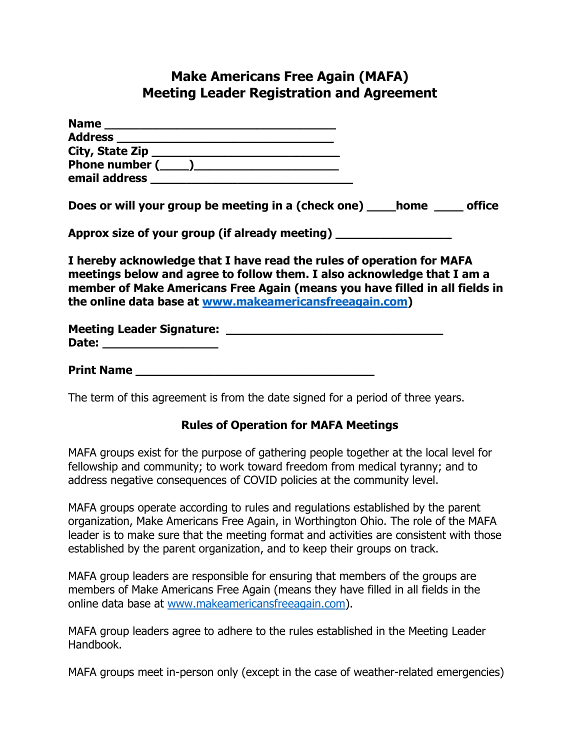# Make Americans Free Again (MAFA)
# Meeting Leader Registration and Agreement

**Name** ________________________________
**Address** ________________________________
**City, State Zip** ____________________________
**Phone number (____)**_____________________
**email address** ____________________________

**Does or will your group be meeting in a (check one) ____home ____ office**

**Approx size of your group (if already meeting)** _______________

**I hereby acknowledge that I have read the rules of operation for MAFA meetings below and agree to follow them. I also acknowledge that I am a member of Make Americans Free Again (means you have filled in all fields in the online data base at [www.makeamericansfreeagain.com](http://www.makeamericansfreeagain.com))**

**Meeting Leader Signature:** ______________________________
**Date:** _______________

**Print Name** __________________________________

The term of this agreement is from the date signed for a period of three years.

### Rules of Operation for MAFA Meetings

MAFA groups exist for the purpose of gathering people together at the local level for fellowship and community; to work toward freedom from medical tyranny; and to address negative consequences of COVID policies at the community level.

MAFA groups operate according to rules and regulations established by the parent organization, Make Americans Free Again, in Worthington Ohio. The role of the MAFA leader is to make sure that the meeting format and activities are consistent with those established by the parent organization, and to keep their groups on track.

MAFA group leaders are responsible for ensuring that members of the groups are members of Make Americans Free Again (means they have filled in all fields in the online data base at [www.makeamericansfreeagain.com](http://www.makeamericansfreeagain.com)).

MAFA group leaders agree to adhere to the rules established in the Meeting Leader Handbook.

MAFA groups meet in-person only (except in the case of weather-related emergencies)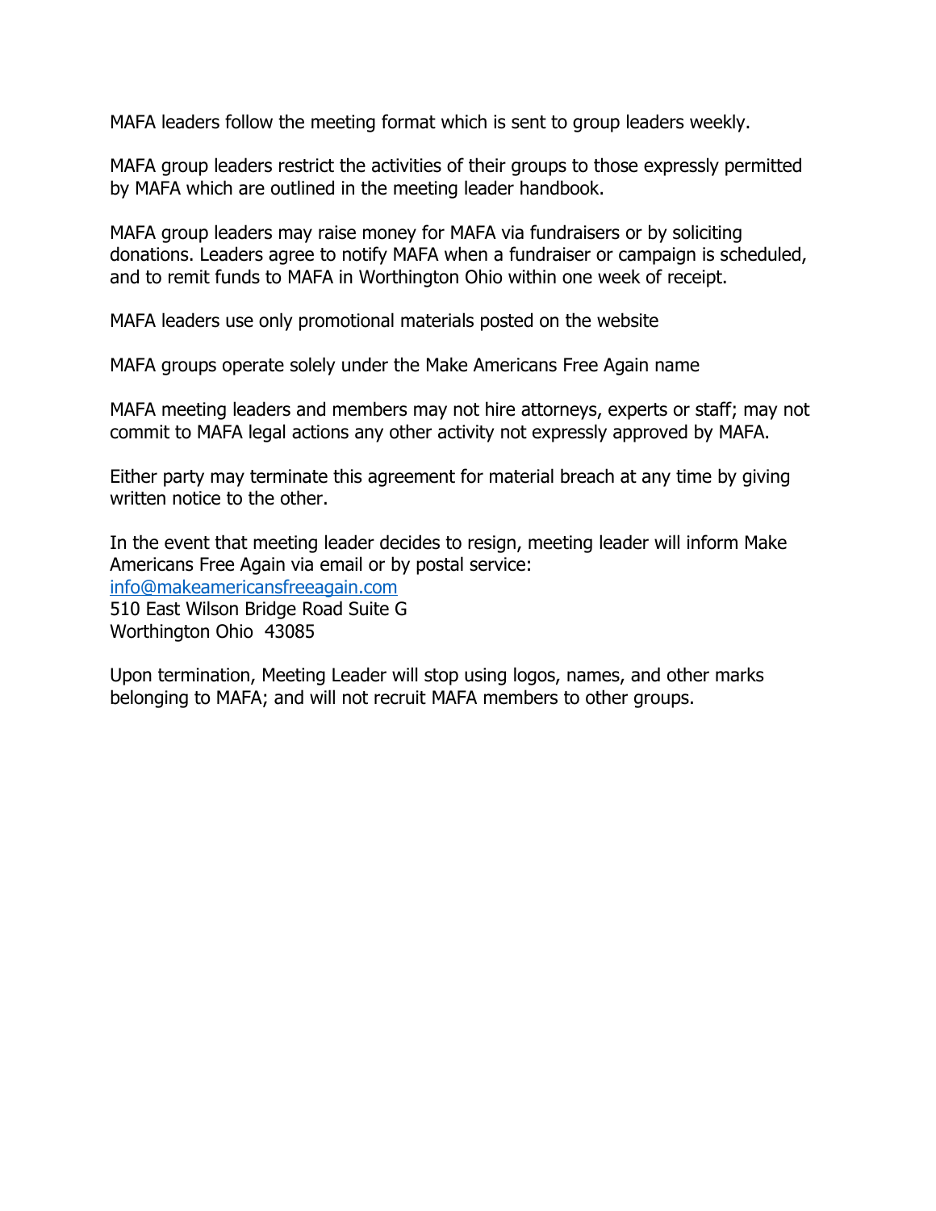MAFA leaders follow the meeting format which is sent to group leaders weekly.

MAFA group leaders restrict the activities of their groups to those expressly permitted by MAFA which are outlined in the meeting leader handbook.

MAFA group leaders may raise money for MAFA via fundraisers or by soliciting donations. Leaders agree to notify MAFA when a fundraiser or campaign is scheduled, and to remit funds to MAFA in Worthington Ohio within one week of receipt.

MAFA leaders use only promotional materials posted on the website

MAFA groups operate solely under the Make Americans Free Again name

MAFA meeting leaders and members may not hire attorneys, experts or staff; may not commit to MAFA legal actions any other activity not expressly approved by MAFA.

Either party may terminate this agreement for material breach at any time by giving written notice to the other.

In the event that meeting leader decides to resign, meeting leader will inform Make Americans Free Again via email or by postal service:
info@makeamericansfreeagain.com
510 East Wilson Bridge Road Suite G
Worthington Ohio 43085

Upon termination, Meeting Leader will stop using logos, names, and other marks belonging to MAFA; and will not recruit MAFA members to other groups.